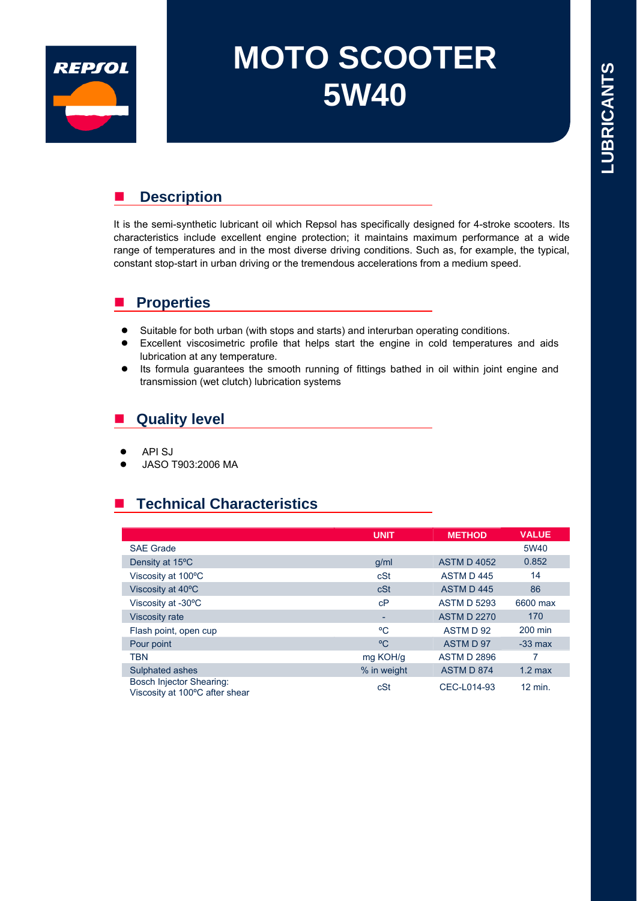REPSOL

# MOTO SCOOTER 5W40

LUBRICANTS

## Description

It is the semi-synthetic lubricant oil which Repsol has specifically designed for 4-stroke scooters. Its characteristics include excellent engine protection; it maintains maximum performance at a wide range of temperatures and in the most diverse driving conditions. Such as, for example, the typical, constant stop-start in urban driving or the tremendous accelerations from a medium speed.

## Properties

- Suitable for both urban (with stops and starts) and interurban operating conditions.
- Excellent viscosimetric profile that helps start the engine in cold temperatures and aids lubrication at any temperature.
- Its formula guarantees the smooth running of fittings bathed in oil within joint engine and transmission (wet clutch) lubrication systems

## Quality level

- API SJ
- JASO T903:2006 MA

## Technical Characteristics

| | UNIT | METHOD | VALUE |
|---|---|---|---|
| SAE Grade | | | 5W40 |
| Density at 15ºC | g/ml | ASTM D 4052 | 0.852 |
| Viscosity at 100ºC | cSt | ASTM D 445 | 14 |
| Viscosity at 40ºC | cSt | ASTM D 445 | 86 |
| Viscosity at -30ºC | cP | ASTM D 5293 | 6600 max |
| Viscosity rate | - | ASTM D 2270 | 170 |
| Flash point, open cup | ºC | ASTM D 92 | 200 min |
| Pour point | ºC | ASTM D 97 | -33 max |
| TBN | mg KOH/g | ASTM D 2896 | 7 |
| Sulphated ashes | % in weight | ASTM D 874 | 1.2 max |
| Bosch Injector Shearing: Viscosity at 100ºC after shear | cSt | CEC-L014-93 | 12 min. |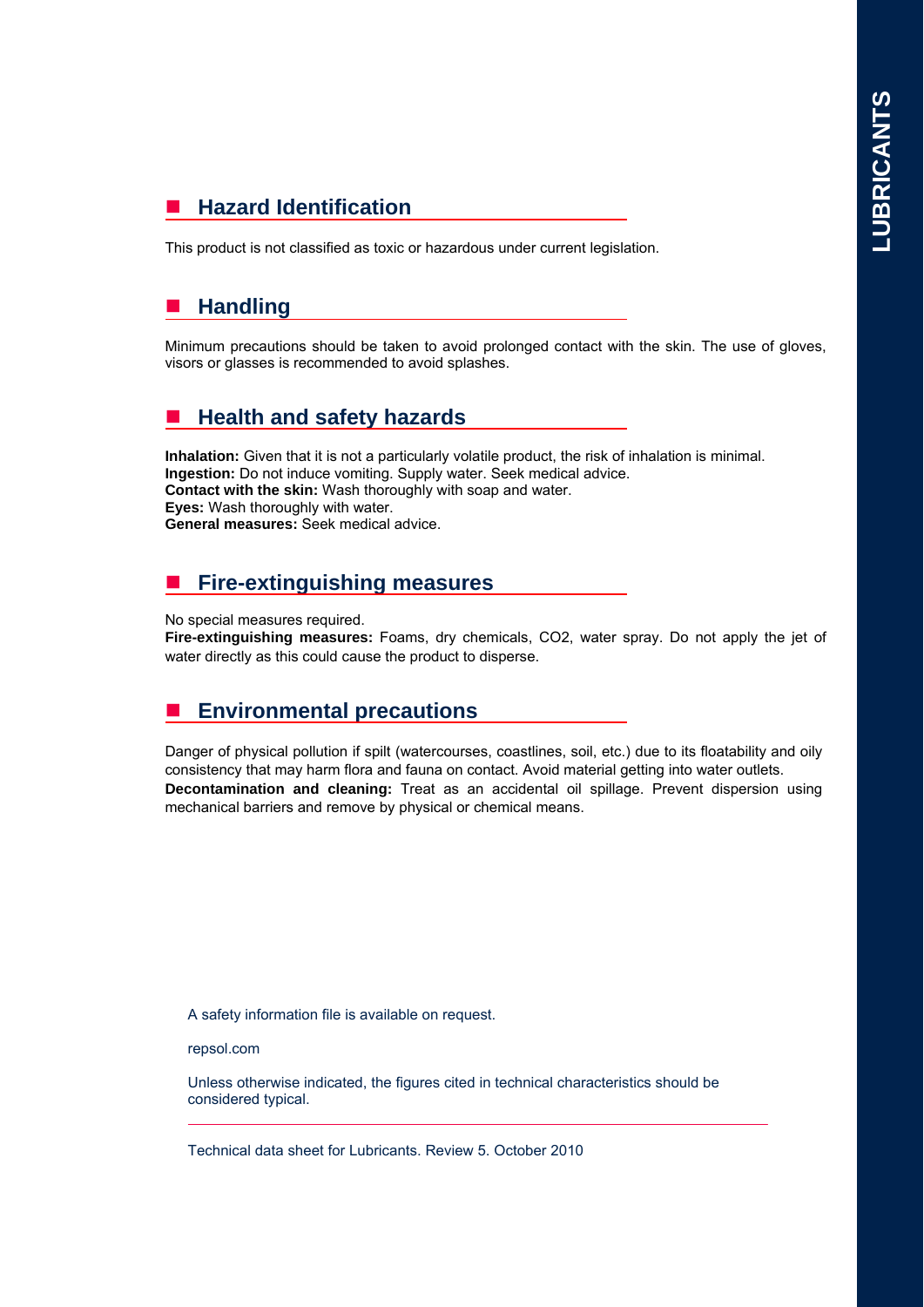## Hazard Identification

This product is not classified as toxic or hazardous under current legislation.

## Handling

Minimum precautions should be taken to avoid prolonged contact with the skin. The use of gloves, visors or glasses is recommended to avoid splashes.

## Health and safety hazards

**Inhalation:** Given that it is not a particularly volatile product, the risk of inhalation is minimal.
**Ingestion:** Do not induce vomiting. Supply water. Seek medical advice.
**Contact with the skin:** Wash thoroughly with soap and water.
**Eyes:** Wash thoroughly with water.
**General measures:** Seek medical advice.

## Fire-extinguishing measures

No special measures required.
**Fire-extinguishing measures:** Foams, dry chemicals, $CO_2$, water spray. Do not apply the jet of water directly as this could cause the product to disperse.

## Environmental precautions

Danger of physical pollution if spilt (watercourses, coastlines, soil, etc.) due to its floatability and oily consistency that may harm flora and fauna on contact. Avoid material getting into water outlets.
**Decontamination and cleaning:** Treat as an accidental oil spillage. Prevent dispersion using mechanical barriers and remove by physical or chemical means.

A safety information file is available on request.

repsol.com

Unless otherwise indicated, the figures cited in technical characteristics should be considered typical.

Technical data sheet for Lubricants. Review 5. October 2010